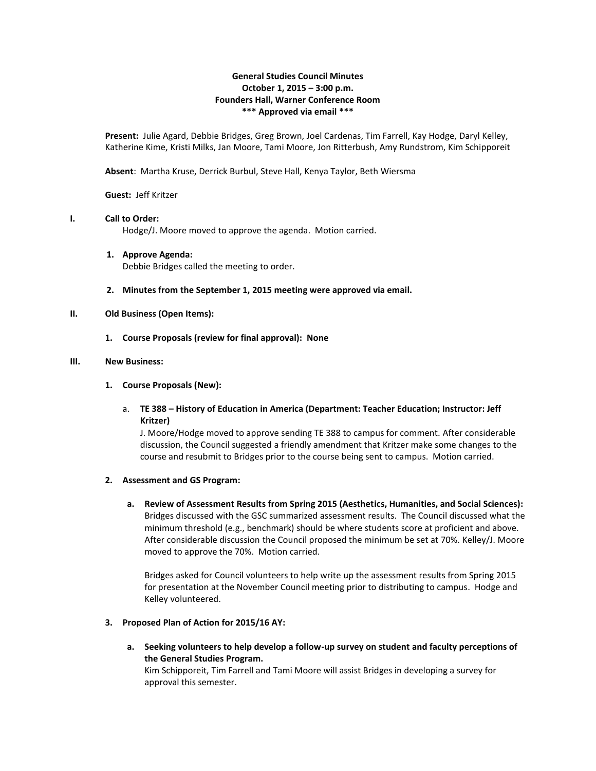**General Studies Council Minutes**
**October 1, 2015 – 3:00 p.m.**
**Founders Hall, Warner Conference Room**
**\*\*\* Approved via email \*\*\***

**Present:** Julie Agard, Debbie Bridges, Greg Brown, Joel Cardenas, Tim Farrell, Kay Hodge, Daryl Kelley, Katherine Kime, Kristi Milks, Jan Moore, Tami Moore, Jon Ritterbush, Amy Rundstrom, Kim Schipporeit

**Absent**: Martha Kruse, Derrick Burbul, Steve Hall, Kenya Taylor, Beth Wiersma

**Guest:** Jeff Kritzer

**I. Call to Order:**

Hodge/J. Moore moved to approve the agenda. Motion carried.

1. **Approve Agenda:**
   Debbie Bridges called the meeting to order.

2. **Minutes from the September 1, 2015 meeting were approved via email.**

**II. Old Business (Open Items):**

1. **Course Proposals (review for final approval): None**

**III. New Business:**

1. **Course Proposals (New):**

   a. **TE 388 – History of Education in America (Department: Teacher Education; Instructor: Jeff Kritzer)**
   J. Moore/Hodge moved to approve sending TE 388 to campus for comment. After considerable discussion, the Council suggested a friendly amendment that Kritzer make some changes to the course and resubmit to Bridges prior to the course being sent to campus. Motion carried.

2. **Assessment and GS Program:**

   a. **Review of Assessment Results from Spring 2015 (Aesthetics, Humanities, and Social Sciences):**
   Bridges discussed with the GSC summarized assessment results. The Council discussed what the minimum threshold (e.g., benchmark) should be where students score at proficient and above. After considerable discussion the Council proposed the minimum be set at 70%. Kelley/J. Moore moved to approve the 70%. Motion carried.

   Bridges asked for Council volunteers to help write up the assessment results from Spring 2015 for presentation at the November Council meeting prior to distributing to campus. Hodge and Kelley volunteered.

3. **Proposed Plan of Action for 2015/16 AY:**

   a. **Seeking volunteers to help develop a follow-up survey on student and faculty perceptions of the General Studies Program.**
   Kim Schipporeit, Tim Farrell and Tami Moore will assist Bridges in developing a survey for approval this semester.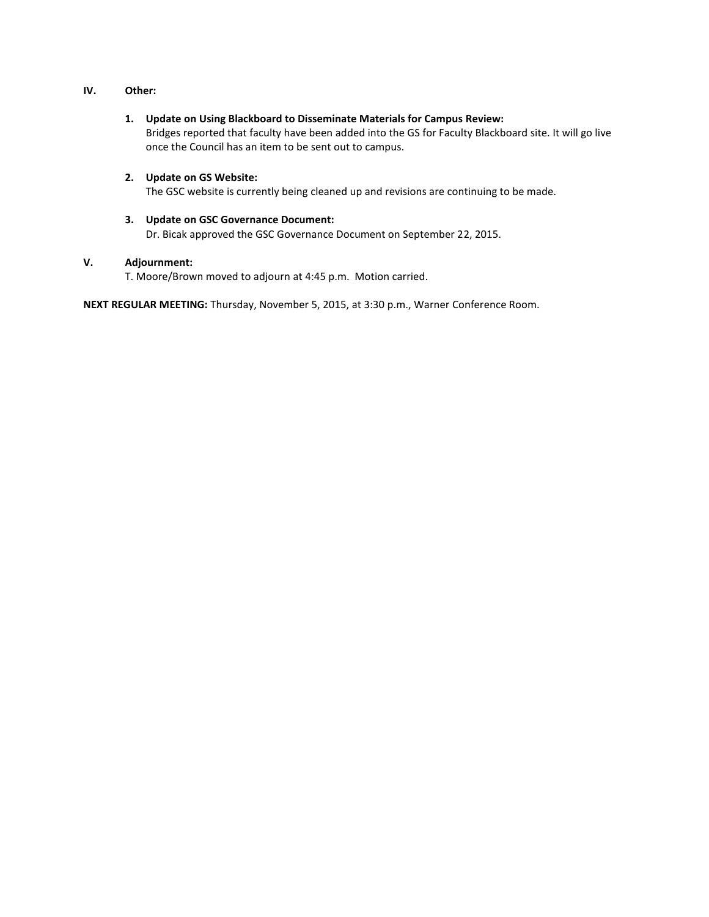**IV. Other:**

1. **Update on Using Blackboard to Disseminate Materials for Campus Review:**
   Bridges reported that faculty have been added into the GS for Faculty Blackboard site. It will go live once the Council has an item to be sent out to campus.

2. **Update on GS Website:**
   The GSC website is currently being cleaned up and revisions are continuing to be made.

3. **Update on GSC Governance Document:**
   Dr. Bicak approved the GSC Governance Document on September 22, 2015.

**V. Adjournment:**
T. Moore/Brown moved to adjourn at 4:45 p.m. Motion carried.

**NEXT REGULAR MEETING:** Thursday, November 5, 2015, at 3:30 p.m., Warner Conference Room.